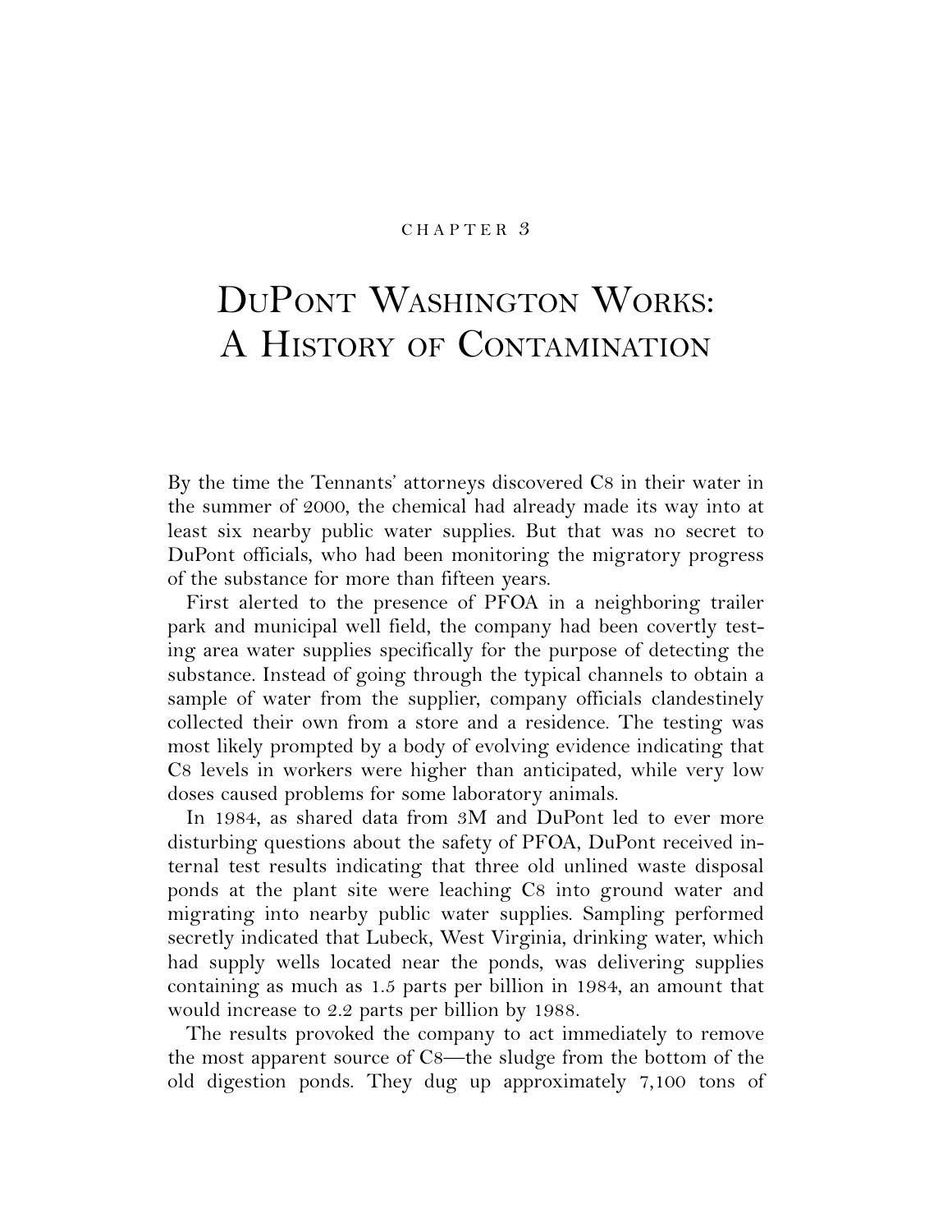CHAPTER 3

# DuPont Washington Works: A History of Contamination

By the time the Tennants' attorneys discovered C8 in their water in the summer of 2000, the chemical had already made its way into at least six nearby public water supplies. But that was no secret to DuPont officials, who had been monitoring the migratory progress of the substance for more than fifteen years.

First alerted to the presence of PFOA in a neighboring trailer park and municipal well field, the company had been covertly testing area water supplies specifically for the purpose of detecting the substance. Instead of going through the typical channels to obtain a sample of water from the supplier, company officials clandestinely collected their own from a store and a residence. The testing was most likely prompted by a body of evolving evidence indicating that C8 levels in workers were higher than anticipated, while very low doses caused problems for some laboratory animals.

In 1984, as shared data from 3M and DuPont led to ever more disturbing questions about the safety of PFOA, DuPont received internal test results indicating that three old unlined waste disposal ponds at the plant site were leaching C8 into ground water and migrating into nearby public water supplies. Sampling performed secretly indicated that Lubeck, West Virginia, drinking water, which had supply wells located near the ponds, was delivering supplies containing as much as 1.5 parts per billion in 1984, an amount that would increase to 2.2 parts per billion by 1988.

The results provoked the company to act immediately to remove the most apparent source of C8—the sludge from the bottom of the old digestion ponds. They dug up approximately 7,100 tons of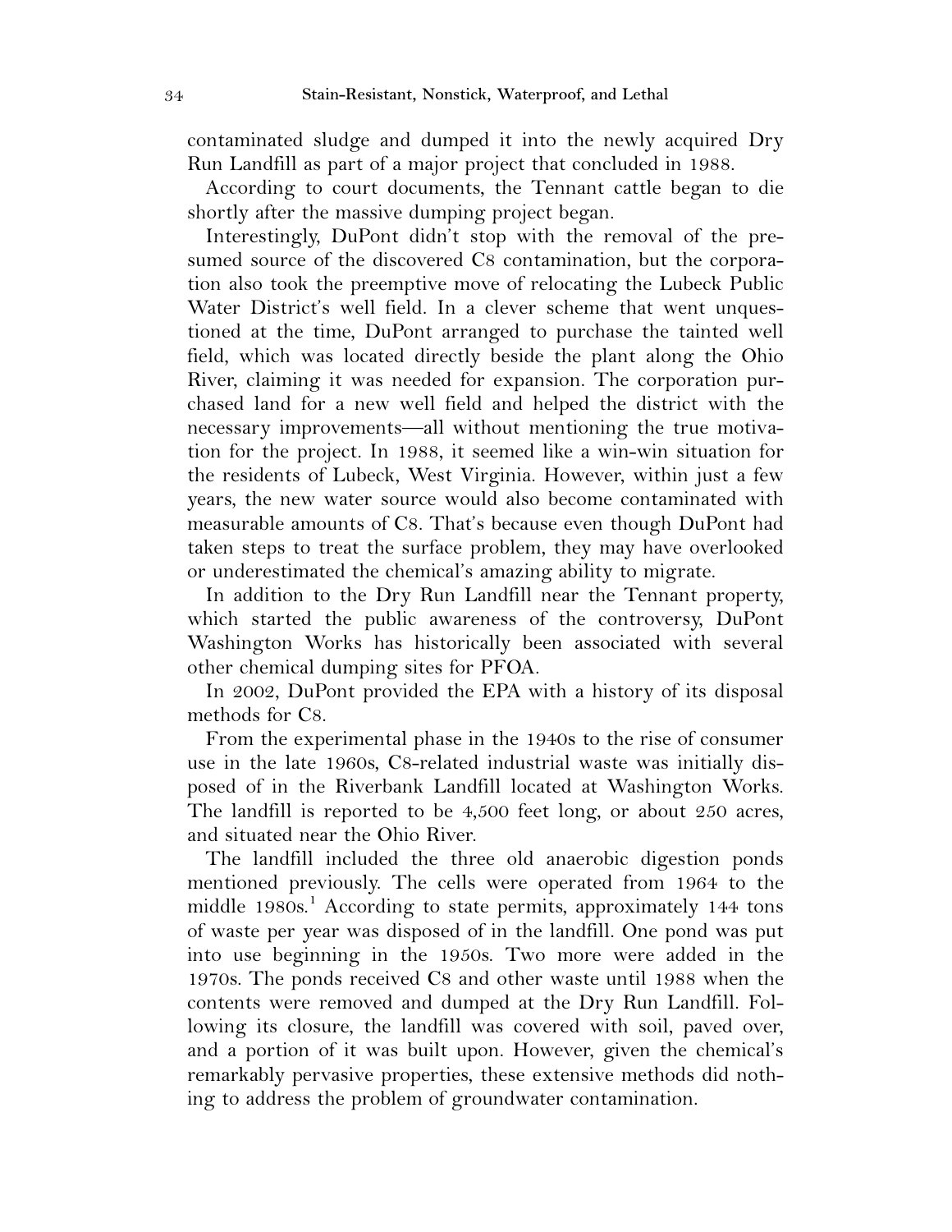contaminated sludge and dumped it into the newly acquired Dry Run Landfill as part of a major project that concluded in 1988.

According to court documents, the Tennant cattle began to die shortly after the massive dumping project began.

Interestingly, DuPont didn't stop with the removal of the presumed source of the discovered C8 contamination, but the corporation also took the preemptive move of relocating the Lubeck Public Water District's well field. In a clever scheme that went unquestioned at the time, DuPont arranged to purchase the tainted well field, which was located directly beside the plant along the Ohio River, claiming it was needed for expansion. The corporation purchased land for a new well field and helped the district with the necessary improvements—all without mentioning the true motivation for the project. In 1988, it seemed like a win-win situation for the residents of Lubeck, West Virginia. However, within just a few years, the new water source would also become contaminated with measurable amounts of C8. That's because even though DuPont had taken steps to treat the surface problem, they may have overlooked or underestimated the chemical's amazing ability to migrate.

In addition to the Dry Run Landfill near the Tennant property, which started the public awareness of the controversy, DuPont Washington Works has historically been associated with several other chemical dumping sites for PFOA.

In 2002, DuPont provided the EPA with a history of its disposal methods for C8.

From the experimental phase in the 1940s to the rise of consumer use in the late 1960s, C8-related industrial waste was initially disposed of in the Riverbank Landfill located at Washington Works. The landfill is reported to be 4,500 feet long, or about 250 acres, and situated near the Ohio River.

The landfill included the three old anaerobic digestion ponds mentioned previously. The cells were operated from 1964 to the middle 1980s.[1] According to state permits, approximately 144 tons of waste per year was disposed of in the landfill. One pond was put into use beginning in the 1950s. Two more were added in the 1970s. The ponds received C8 and other waste until 1988 when the contents were removed and dumped at the Dry Run Landfill. Following its closure, the landfill was covered with soil, paved over, and a portion of it was built upon. However, given the chemical's remarkably pervasive properties, these extensive methods did nothing to address the problem of groundwater contamination.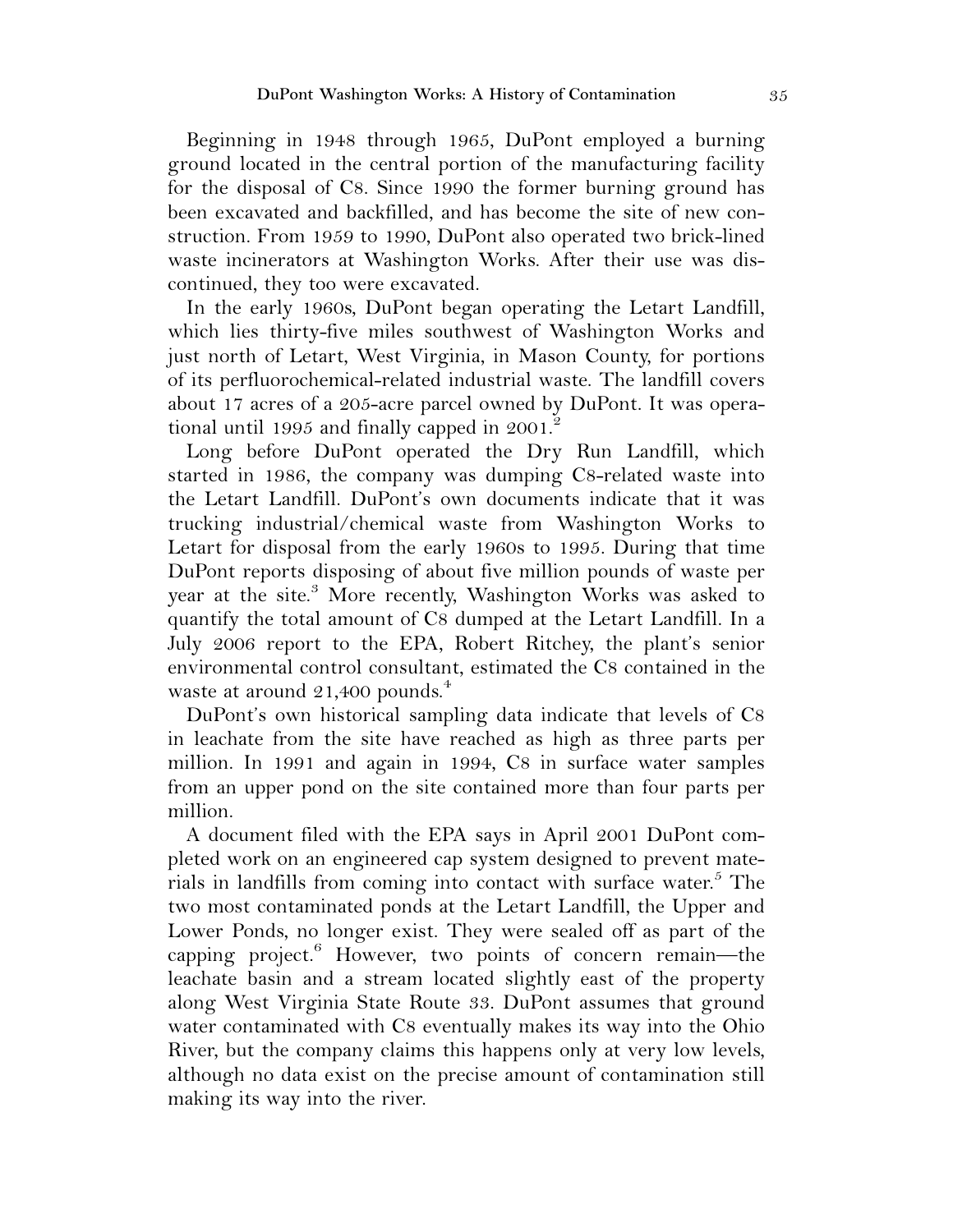Beginning in 1948 through 1965, DuPont employed a burning ground located in the central portion of the manufacturing facility for the disposal of C8. Since 1990 the former burning ground has been excavated and backfilled, and has become the site of new construction. From 1959 to 1990, DuPont also operated two brick-lined waste incinerators at Washington Works. After their use was discontinued, they too were excavated.

In the early 1960s, DuPont began operating the Letart Landfill, which lies thirty-five miles southwest of Washington Works and just north of Letart, West Virginia, in Mason County, for portions of its perfluorochemical-related industrial waste. The landfill covers about 17 acres of a 205-acre parcel owned by DuPont. It was operational until 1995 and finally capped in 2001.[2]

Long before DuPont operated the Dry Run Landfill, which started in 1986, the company was dumping C8-related waste into the Letart Landfill. DuPont's own documents indicate that it was trucking industrial/chemical waste from Washington Works to Letart for disposal from the early 1960s to 1995. During that time DuPont reports disposing of about five million pounds of waste per year at the site.[3] More recently, Washington Works was asked to quantify the total amount of C8 dumped at the Letart Landfill. In a July 2006 report to the EPA, Robert Ritchey, the plant's senior environmental control consultant, estimated the C8 contained in the waste at around 21,400 pounds.[4]

DuPont's own historical sampling data indicate that levels of C8 in leachate from the site have reached as high as three parts per million. In 1991 and again in 1994, C8 in surface water samples from an upper pond on the site contained more than four parts per million.

A document filed with the EPA says in April 2001 DuPont completed work on an engineered cap system designed to prevent materials in landfills from coming into contact with surface water.[5] The two most contaminated ponds at the Letart Landfill, the Upper and Lower Ponds, no longer exist. They were sealed off as part of the capping project.[6] However, two points of concern remain—the leachate basin and a stream located slightly east of the property along West Virginia State Route 33. DuPont assumes that ground water contaminated with C8 eventually makes its way into the Ohio River, but the company claims this happens only at very low levels, although no data exist on the precise amount of contamination still making its way into the river.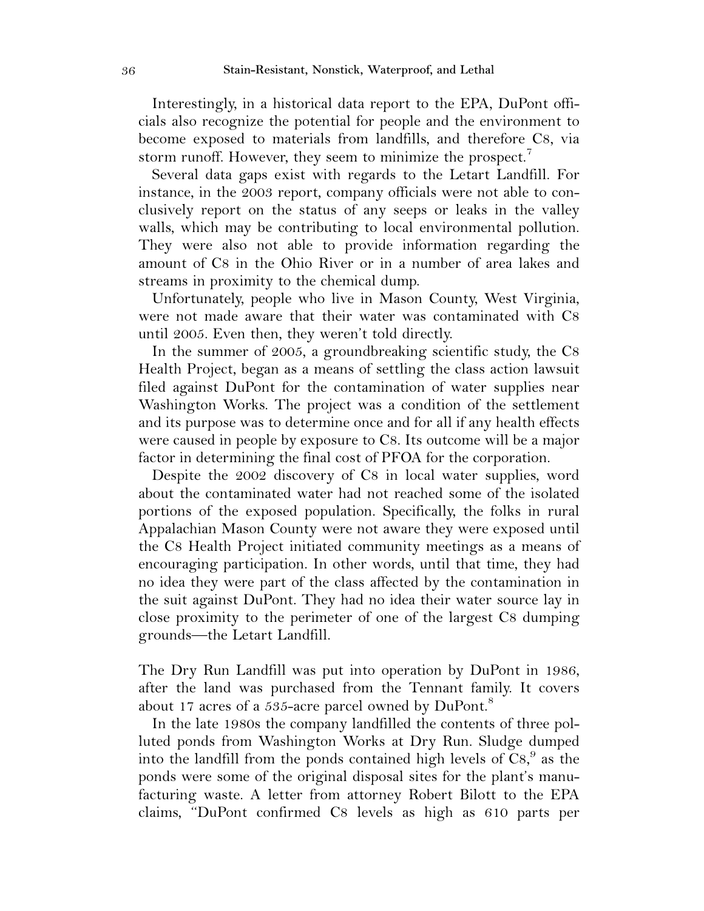Interestingly, in a historical data report to the EPA, DuPont officials also recognize the potential for people and the environment to become exposed to materials from landfills, and therefore C8, via storm runoff. However, they seem to minimize the prospect.[7]

Several data gaps exist with regards to the Letart Landfill. For instance, in the 2003 report, company officials were not able to conclusively report on the status of any seeps or leaks in the valley walls, which may be contributing to local environmental pollution. They were also not able to provide information regarding the amount of C8 in the Ohio River or in a number of area lakes and streams in proximity to the chemical dump.

Unfortunately, people who live in Mason County, West Virginia, were not made aware that their water was contaminated with C8 until 2005. Even then, they weren't told directly.

In the summer of 2005, a groundbreaking scientific study, the C8 Health Project, began as a means of settling the class action lawsuit filed against DuPont for the contamination of water supplies near Washington Works. The project was a condition of the settlement and its purpose was to determine once and for all if any health effects were caused in people by exposure to C8. Its outcome will be a major factor in determining the final cost of PFOA for the corporation.

Despite the 2002 discovery of C8 in local water supplies, word about the contaminated water had not reached some of the isolated portions of the exposed population. Specifically, the folks in rural Appalachian Mason County were not aware they were exposed until the C8 Health Project initiated community meetings as a means of encouraging participation. In other words, until that time, they had no idea they were part of the class affected by the contamination in the suit against DuPont. They had no idea their water source lay in close proximity to the perimeter of one of the largest C8 dumping grounds—the Letart Landfill.

The Dry Run Landfill was put into operation by DuPont in 1986, after the land was purchased from the Tennant family. It covers about 17 acres of a 535-acre parcel owned by DuPont.[8]

In the late 1980s the company landfilled the contents of three polluted ponds from Washington Works at Dry Run. Sludge dumped into the landfill from the ponds contained high levels of C8,[9] as the ponds were some of the original disposal sites for the plant's manufacturing waste. A letter from attorney Robert Bilott to the EPA claims, "DuPont confirmed C8 levels as high as 610 parts per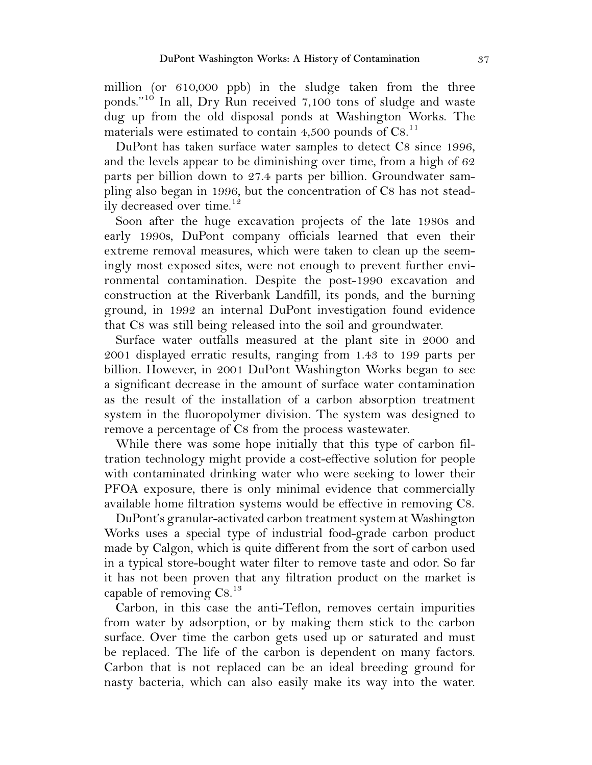million (or 610,000 ppb) in the sludge taken from the three ponds."[10] In all, Dry Run received 7,100 tons of sludge and waste dug up from the old disposal ponds at Washington Works. The materials were estimated to contain 4,500 pounds of C8.[11]

DuPont has taken surface water samples to detect C8 since 1996, and the levels appear to be diminishing over time, from a high of 62 parts per billion down to 27.4 parts per billion. Groundwater sampling also began in 1996, but the concentration of C8 has not steadily decreased over time.[12]

Soon after the huge excavation projects of the late 1980s and early 1990s, DuPont company officials learned that even their extreme removal measures, which were taken to clean up the seemingly most exposed sites, were not enough to prevent further environmental contamination. Despite the post-1990 excavation and construction at the Riverbank Landfill, its ponds, and the burning ground, in 1992 an internal DuPont investigation found evidence that C8 was still being released into the soil and groundwater.

Surface water outfalls measured at the plant site in 2000 and 2001 displayed erratic results, ranging from 1.43 to 199 parts per billion. However, in 2001 DuPont Washington Works began to see a significant decrease in the amount of surface water contamination as the result of the installation of a carbon absorption treatment system in the fluoropolymer division. The system was designed to remove a percentage of C8 from the process wastewater.

While there was some hope initially that this type of carbon filtration technology might provide a cost-effective solution for people with contaminated drinking water who were seeking to lower their PFOA exposure, there is only minimal evidence that commercially available home filtration systems would be effective in removing C8.

DuPont's granular-activated carbon treatment system at Washington Works uses a special type of industrial food-grade carbon product made by Calgon, which is quite different from the sort of carbon used in a typical store-bought water filter to remove taste and odor. So far it has not been proven that any filtration product on the market is capable of removing C8.[13]

Carbon, in this case the anti-Teflon, removes certain impurities from water by adsorption, or by making them stick to the carbon surface. Over time the carbon gets used up or saturated and must be replaced. The life of the carbon is dependent on many factors. Carbon that is not replaced can be an ideal breeding ground for nasty bacteria, which can also easily make its way into the water.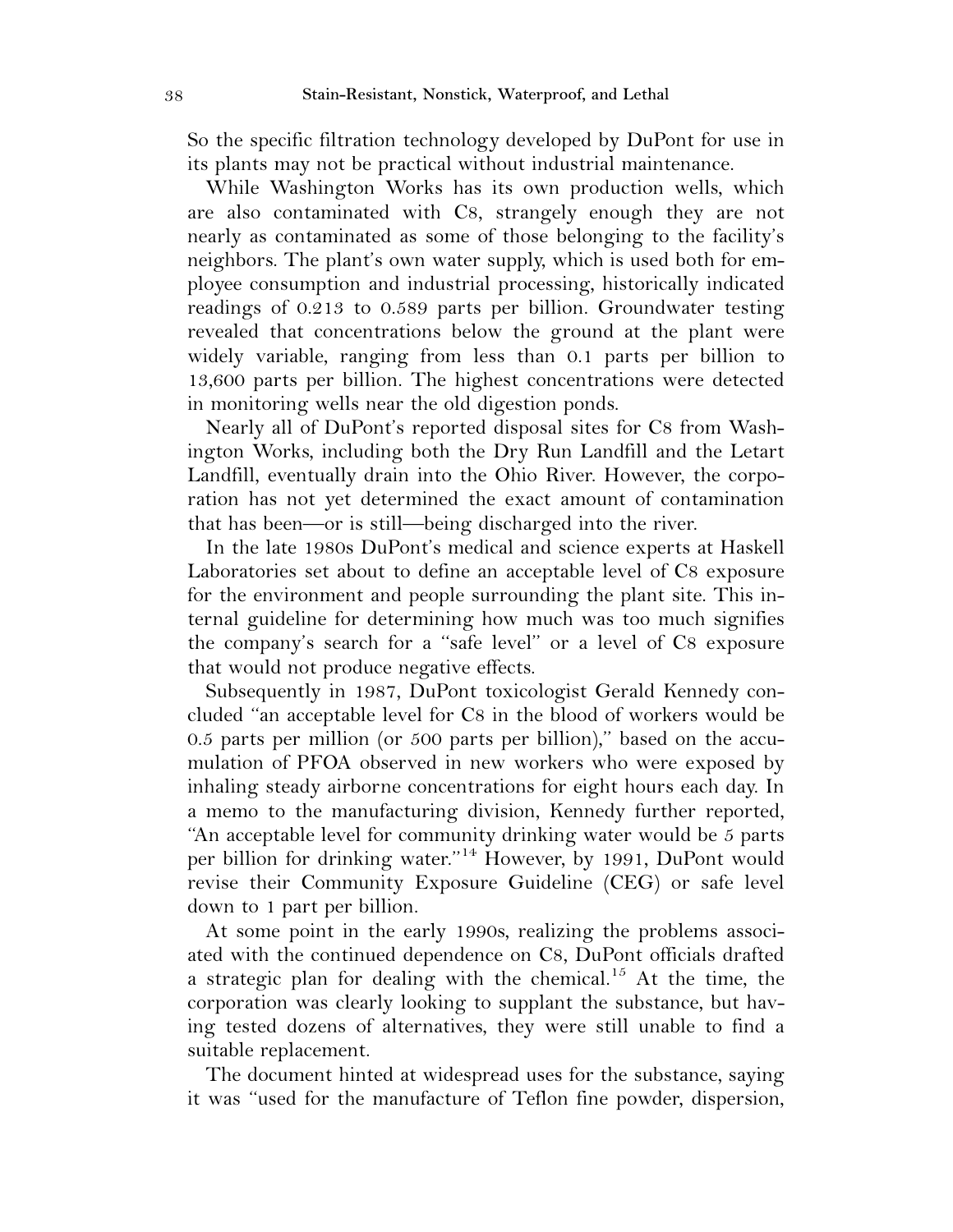So the specific filtration technology developed by DuPont for use in its plants may not be practical without industrial maintenance.

While Washington Works has its own production wells, which are also contaminated with C8, strangely enough they are not nearly as contaminated as some of those belonging to the facility's neighbors. The plant's own water supply, which is used both for employee consumption and industrial processing, historically indicated readings of 0.213 to 0.589 parts per billion. Groundwater testing revealed that concentrations below the ground at the plant were widely variable, ranging from less than 0.1 parts per billion to 13,600 parts per billion. The highest concentrations were detected in monitoring wells near the old digestion ponds.

Nearly all of DuPont's reported disposal sites for C8 from Washington Works, including both the Dry Run Landfill and the Letart Landfill, eventually drain into the Ohio River. However, the corporation has not yet determined the exact amount of contamination that has been—or is still—being discharged into the river.

In the late 1980s DuPont's medical and science experts at Haskell Laboratories set about to define an acceptable level of C8 exposure for the environment and people surrounding the plant site. This internal guideline for determining how much was too much signifies the company's search for a "safe level" or a level of C8 exposure that would not produce negative effects.

Subsequently in 1987, DuPont toxicologist Gerald Kennedy concluded "an acceptable level for C8 in the blood of workers would be 0.5 parts per million (or 500 parts per billion)," based on the accumulation of PFOA observed in new workers who were exposed by inhaling steady airborne concentrations for eight hours each day. In a memo to the manufacturing division, Kennedy further reported, "An acceptable level for community drinking water would be 5 parts per billion for drinking water."[14] However, by 1991, DuPont would revise their Community Exposure Guideline (CEG) or safe level down to 1 part per billion.

At some point in the early 1990s, realizing the problems associated with the continued dependence on C8, DuPont officials drafted a strategic plan for dealing with the chemical.[15] At the time, the corporation was clearly looking to supplant the substance, but having tested dozens of alternatives, they were still unable to find a suitable replacement.

The document hinted at widespread uses for the substance, saying it was "used for the manufacture of Teflon fine powder, dispersion,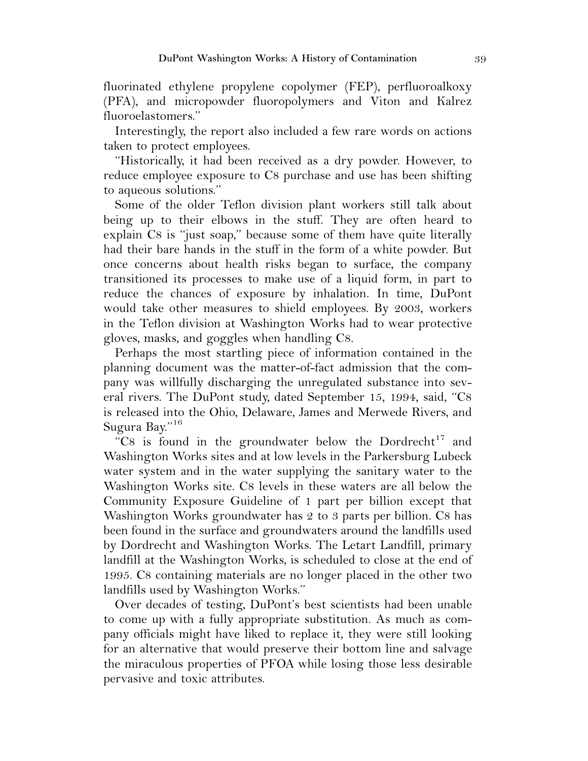fluorinated ethylene propylene copolymer (FEP), perfluoroalkoxy (PFA), and micropowder fluoropolymers and Viton and Kalrez fluoroelastomers."

Interestingly, the report also included a few rare words on actions taken to protect employees.

"Historically, it had been received as a dry powder. However, to reduce employee exposure to C8 purchase and use has been shifting to aqueous solutions."

Some of the older Teflon division plant workers still talk about being up to their elbows in the stuff. They are often heard to explain C8 is "just soap," because some of them have quite literally had their bare hands in the stuff in the form of a white powder. But once concerns about health risks began to surface, the company transitioned its processes to make use of a liquid form, in part to reduce the chances of exposure by inhalation. In time, DuPont would take other measures to shield employees. By 2003, workers in the Teflon division at Washington Works had to wear protective gloves, masks, and goggles when handling C8.

Perhaps the most startling piece of information contained in the planning document was the matter-of-fact admission that the company was willfully discharging the unregulated substance into several rivers. The DuPont study, dated September 15, 1994, said, "C8 is released into the Ohio, Delaware, James and Merwede Rivers, and Sugura Bay."[16]

"C8 is found in the groundwater below the Dordrecht[17] and Washington Works sites and at low levels in the Parkersburg Lubeck water system and in the water supplying the sanitary water to the Washington Works site. C8 levels in these waters are all below the Community Exposure Guideline of 1 part per billion except that Washington Works groundwater has 2 to 3 parts per billion. C8 has been found in the surface and groundwaters around the landfills used by Dordrecht and Washington Works. The Letart Landfill, primary landfill at the Washington Works, is scheduled to close at the end of 1995. C8 containing materials are no longer placed in the other two landfills used by Washington Works."

Over decades of testing, DuPont's best scientists had been unable to come up with a fully appropriate substitution. As much as company officials might have liked to replace it, they were still looking for an alternative that would preserve their bottom line and salvage the miraculous properties of PFOA while losing those less desirable pervasive and toxic attributes.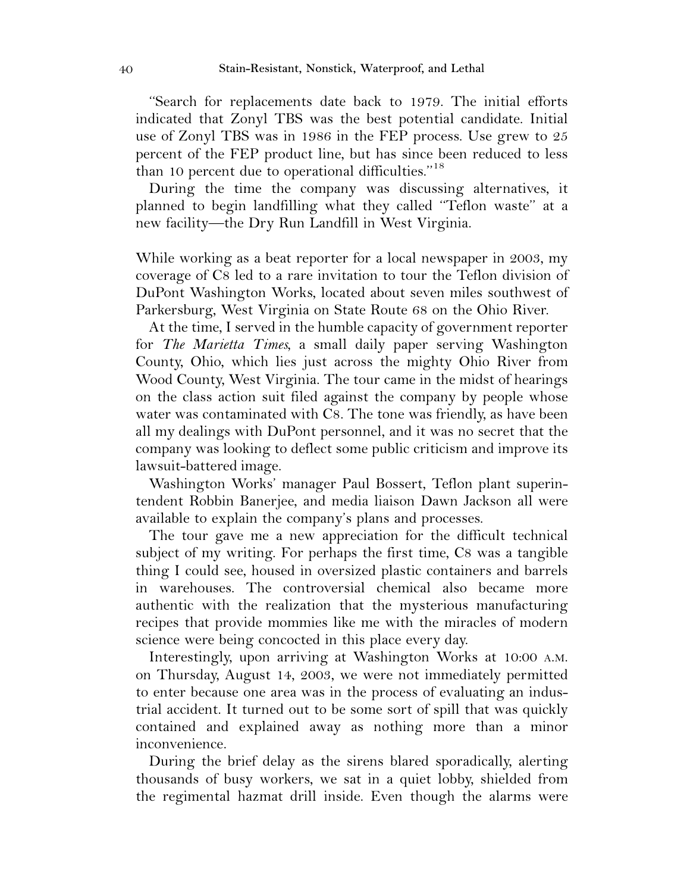"Search for replacements date back to 1979. The initial efforts indicated that Zonyl TBS was the best potential candidate. Initial use of Zonyl TBS was in 1986 in the FEP process. Use grew to 25 percent of the FEP product line, but has since been reduced to less than 10 percent due to operational difficulties."[18]

During the time the company was discussing alternatives, it planned to begin landfilling what they called "Teflon waste" at a new facility—the Dry Run Landfill in West Virginia.

While working as a beat reporter for a local newspaper in 2003, my coverage of C8 led to a rare invitation to tour the Teflon division of DuPont Washington Works, located about seven miles southwest of Parkersburg, West Virginia on State Route 68 on the Ohio River.

At the time, I served in the humble capacity of government reporter for *The Marietta Times*, a small daily paper serving Washington County, Ohio, which lies just across the mighty Ohio River from Wood County, West Virginia. The tour came in the midst of hearings on the class action suit filed against the company by people whose water was contaminated with C8. The tone was friendly, as have been all my dealings with DuPont personnel, and it was no secret that the company was looking to deflect some public criticism and improve its lawsuit-battered image.

Washington Works' manager Paul Bossert, Teflon plant superintendent Robbin Banerjee, and media liaison Dawn Jackson all were available to explain the company's plans and processes.

The tour gave me a new appreciation for the difficult technical subject of my writing. For perhaps the first time, C8 was a tangible thing I could see, housed in oversized plastic containers and barrels in warehouses. The controversial chemical also became more authentic with the realization that the mysterious manufacturing recipes that provide mommies like me with the miracles of modern science were being concocted in this place every day.

Interestingly, upon arriving at Washington Works at 10:00 A.M. on Thursday, August 14, 2003, we were not immediately permitted to enter because one area was in the process of evaluating an industrial accident. It turned out to be some sort of spill that was quickly contained and explained away as nothing more than a minor inconvenience.

During the brief delay as the sirens blared sporadically, alerting thousands of busy workers, we sat in a quiet lobby, shielded from the regimental hazmat drill inside. Even though the alarms were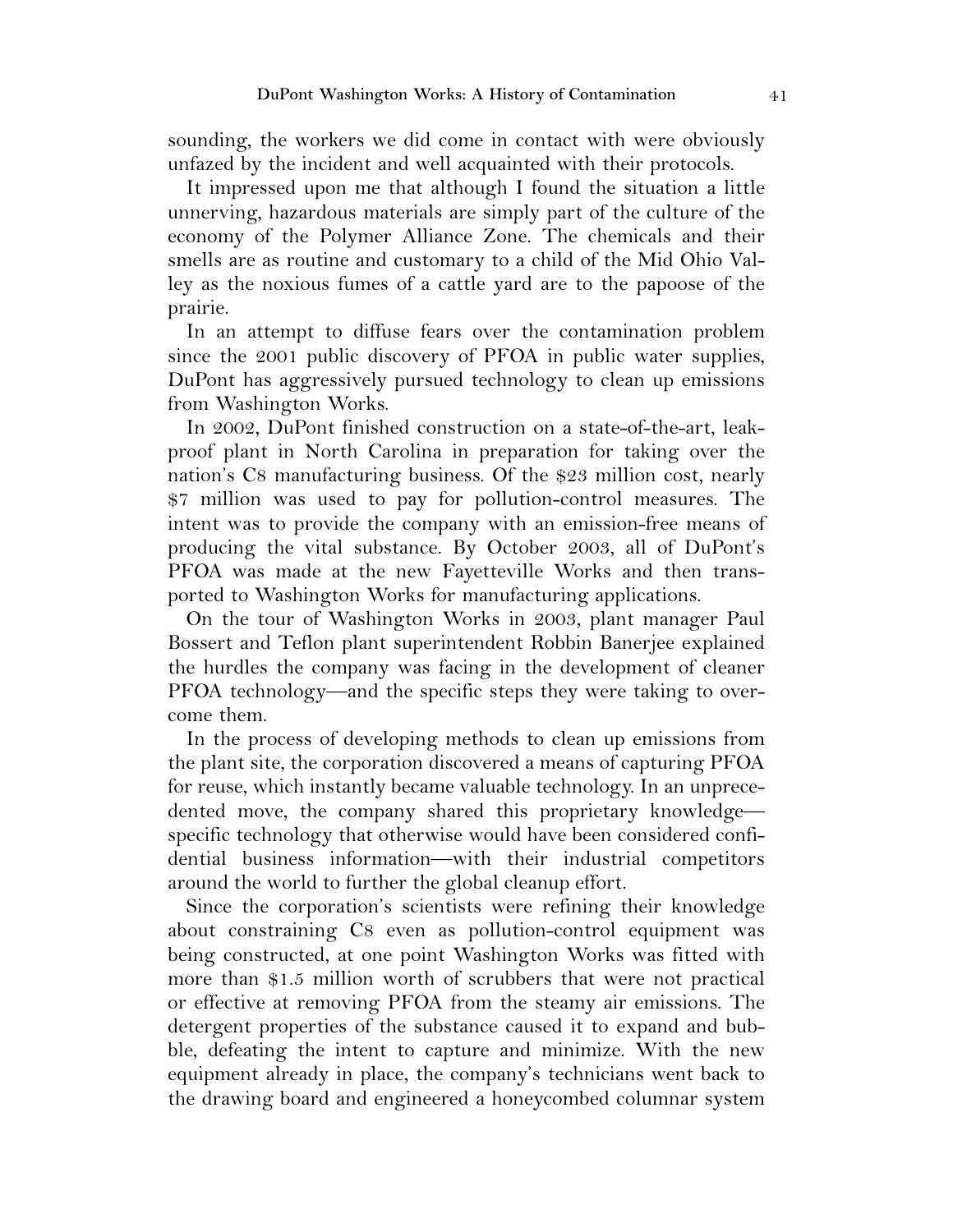sounding, the workers we did come in contact with were obviously unfazed by the incident and well acquainted with their protocols.

It impressed upon me that although I found the situation a little unnerving, hazardous materials are simply part of the culture of the economy of the Polymer Alliance Zone. The chemicals and their smells are as routine and customary to a child of the Mid Ohio Valley as the noxious fumes of a cattle yard are to the papoose of the prairie.

In an attempt to diffuse fears over the contamination problem since the 2001 public discovery of PFOA in public water supplies, DuPont has aggressively pursued technology to clean up emissions from Washington Works.

In 2002, DuPont finished construction on a state-of-the-art, leak-proof plant in North Carolina in preparation for taking over the nation's C8 manufacturing business. Of the $23 million cost, nearly $7 million was used to pay for pollution-control measures. The intent was to provide the company with an emission-free means of producing the vital substance. By October 2003, all of DuPont's PFOA was made at the new Fayetteville Works and then transported to Washington Works for manufacturing applications.

On the tour of Washington Works in 2003, plant manager Paul Bossert and Teflon plant superintendent Robbin Banerjee explained the hurdles the company was facing in the development of cleaner PFOA technology—and the specific steps they were taking to overcome them.

In the process of developing methods to clean up emissions from the plant site, the corporation discovered a means of capturing PFOA for reuse, which instantly became valuable technology. In an unprecedented move, the company shared this proprietary knowledge—specific technology that otherwise would have been considered confidential business information—with their industrial competitors around the world to further the global cleanup effort.

Since the corporation's scientists were refining their knowledge about constraining C8 even as pollution-control equipment was being constructed, at one point Washington Works was fitted with more than $1.5 million worth of scrubbers that were not practical or effective at removing PFOA from the steamy air emissions. The detergent properties of the substance caused it to expand and bubble, defeating the intent to capture and minimize. With the new equipment already in place, the company's technicians went back to the drawing board and engineered a honeycombed columnar system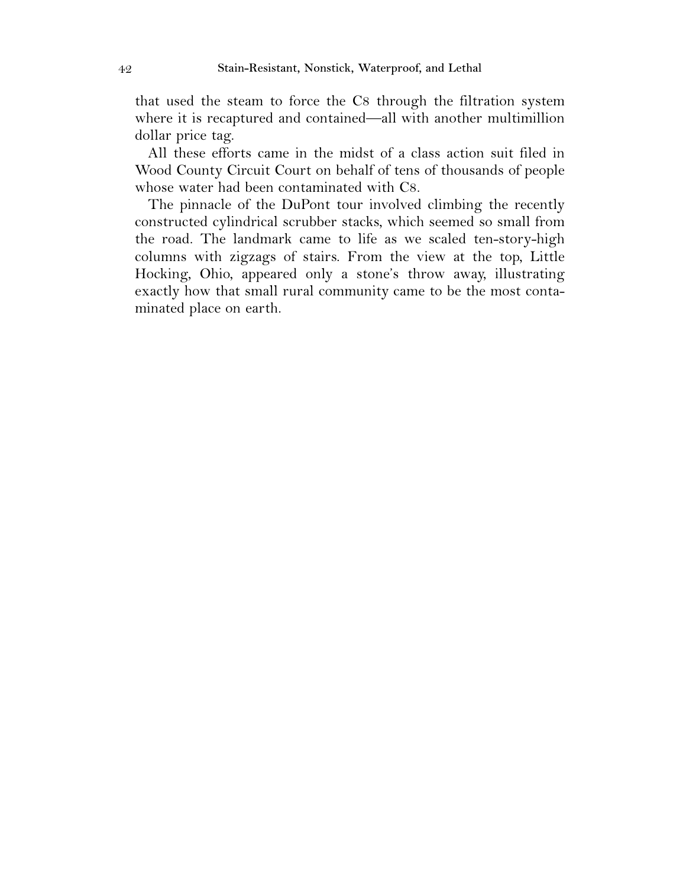that used the steam to force the C8 through the filtration system where it is recaptured and contained—all with another multimillion dollar price tag.

All these efforts came in the midst of a class action suit filed in Wood County Circuit Court on behalf of tens of thousands of people whose water had been contaminated with C8.

The pinnacle of the DuPont tour involved climbing the recently constructed cylindrical scrubber stacks, which seemed so small from the road. The landmark came to life as we scaled ten-story-high columns with zigzags of stairs. From the view at the top, Little Hocking, Ohio, appeared only a stone's throw away, illustrating exactly how that small rural community came to be the most contaminated place on earth.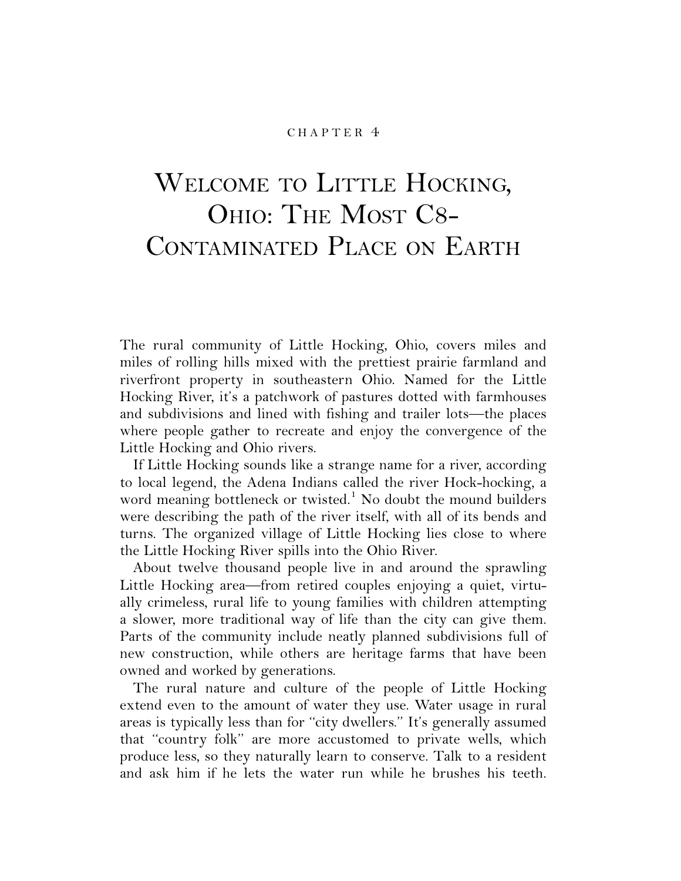CHAPTER 4

# Welcome to Little Hocking, Ohio: The Most C8-Contaminated Place on Earth

The rural community of Little Hocking, Ohio, covers miles and miles of rolling hills mixed with the prettiest prairie farmland and riverfront property in southeastern Ohio. Named for the Little Hocking River, it's a patchwork of pastures dotted with farmhouses and subdivisions and lined with fishing and trailer lots—the places where people gather to recreate and enjoy the convergence of the Little Hocking and Ohio rivers.

If Little Hocking sounds like a strange name for a river, according to local legend, the Adena Indians called the river Hock-hocking, a word meaning bottleneck or twisted.[1] No doubt the mound builders were describing the path of the river itself, with all of its bends and turns. The organized village of Little Hocking lies close to where the Little Hocking River spills into the Ohio River.

About twelve thousand people live in and around the sprawling Little Hocking area—from retired couples enjoying a quiet, virtually crimeless, rural life to young families with children attempting a slower, more traditional way of life than the city can give them. Parts of the community include neatly planned subdivisions full of new construction, while others are heritage farms that have been owned and worked by generations.

The rural nature and culture of the people of Little Hocking extend even to the amount of water they use. Water usage in rural areas is typically less than for "city dwellers." It's generally assumed that "country folk" are more accustomed to private wells, which produce less, so they naturally learn to conserve. Talk to a resident and ask him if he lets the water run while he brushes his teeth.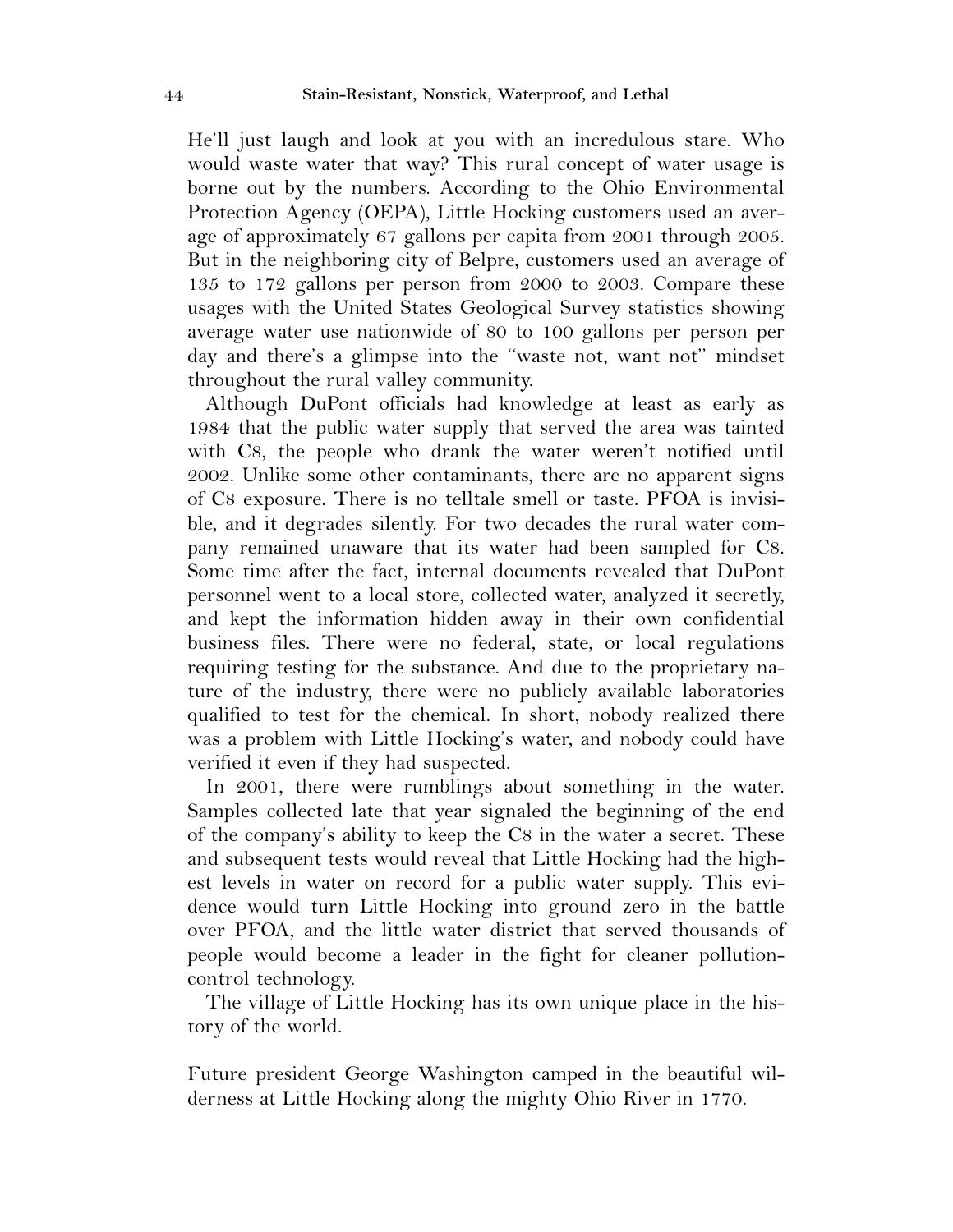He'll just laugh and look at you with an incredulous stare. Who would waste water that way? This rural concept of water usage is borne out by the numbers. According to the Ohio Environmental Protection Agency (OEPA), Little Hocking customers used an average of approximately 67 gallons per capita from 2001 through 2005. But in the neighboring city of Belpre, customers used an average of 135 to 172 gallons per person from 2000 to 2003. Compare these usages with the United States Geological Survey statistics showing average water use nationwide of 80 to 100 gallons per person per day and there's a glimpse into the "waste not, want not" mindset throughout the rural valley community.

Although DuPont officials had knowledge at least as early as 1984 that the public water supply that served the area was tainted with C8, the people who drank the water weren't notified until 2002. Unlike some other contaminants, there are no apparent signs of C8 exposure. There is no telltale smell or taste. PFOA is invisible, and it degrades silently. For two decades the rural water company remained unaware that its water had been sampled for C8. Some time after the fact, internal documents revealed that DuPont personnel went to a local store, collected water, analyzed it secretly, and kept the information hidden away in their own confidential business files. There were no federal, state, or local regulations requiring testing for the substance. And due to the proprietary nature of the industry, there were no publicly available laboratories qualified to test for the chemical. In short, nobody realized there was a problem with Little Hocking's water, and nobody could have verified it even if they had suspected.

In 2001, there were rumblings about something in the water. Samples collected late that year signaled the beginning of the end of the company's ability to keep the C8 in the water a secret. These and subsequent tests would reveal that Little Hocking had the highest levels in water on record for a public water supply. This evidence would turn Little Hocking into ground zero in the battle over PFOA, and the little water district that served thousands of people would become a leader in the fight for cleaner pollution-control technology.

The village of Little Hocking has its own unique place in the history of the world.

Future president George Washington camped in the beautiful wilderness at Little Hocking along the mighty Ohio River in 1770.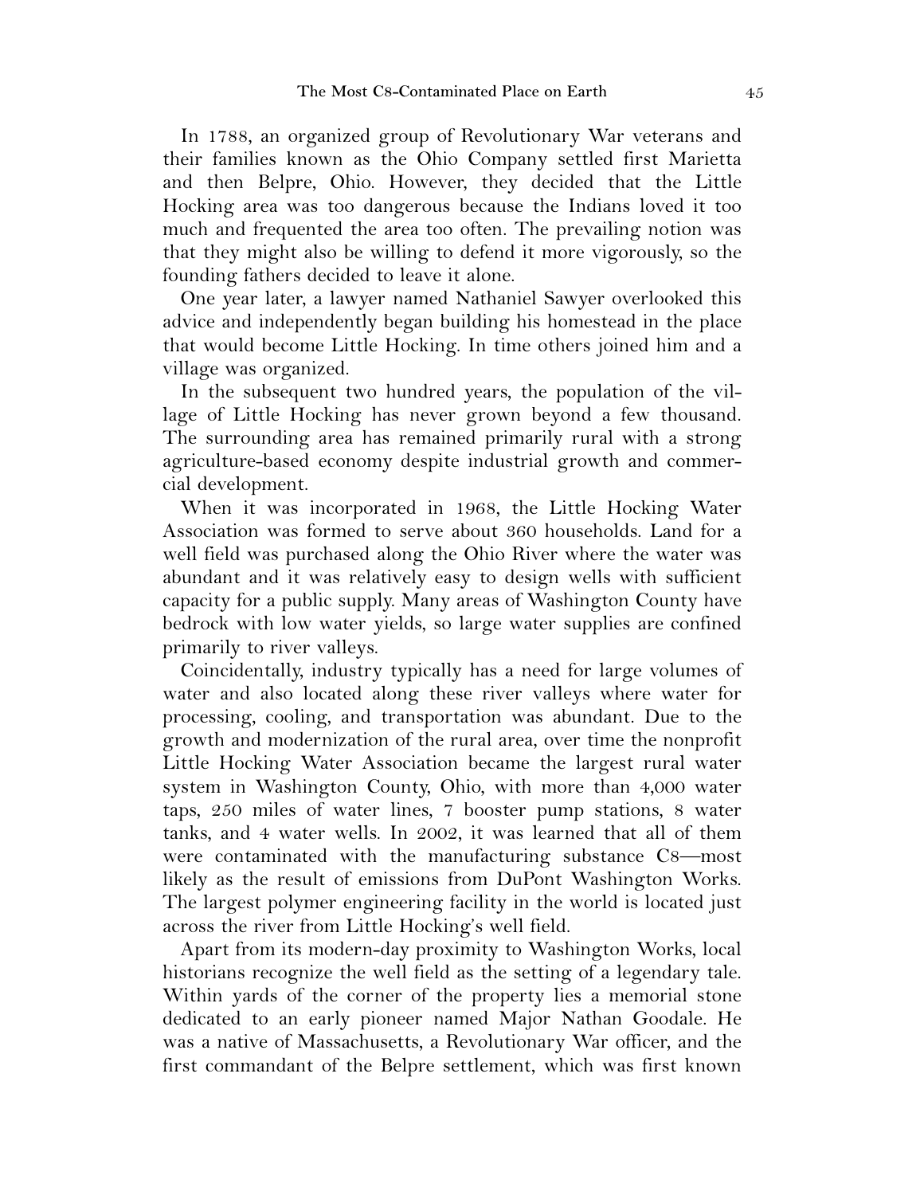In 1788, an organized group of Revolutionary War veterans and their families known as the Ohio Company settled first Marietta and then Belpre, Ohio. However, they decided that the Little Hocking area was too dangerous because the Indians loved it too much and frequented the area too often. The prevailing notion was that they might also be willing to defend it more vigorously, so the founding fathers decided to leave it alone.

One year later, a lawyer named Nathaniel Sawyer overlooked this advice and independently began building his homestead in the place that would become Little Hocking. In time others joined him and a village was organized.

In the subsequent two hundred years, the population of the village of Little Hocking has never grown beyond a few thousand. The surrounding area has remained primarily rural with a strong agriculture-based economy despite industrial growth and commercial development.

When it was incorporated in 1968, the Little Hocking Water Association was formed to serve about 360 households. Land for a well field was purchased along the Ohio River where the water was abundant and it was relatively easy to design wells with sufficient capacity for a public supply. Many areas of Washington County have bedrock with low water yields, so large water supplies are confined primarily to river valleys.

Coincidentally, industry typically has a need for large volumes of water and also located along these river valleys where water for processing, cooling, and transportation was abundant. Due to the growth and modernization of the rural area, over time the nonprofit Little Hocking Water Association became the largest rural water system in Washington County, Ohio, with more than 4,000 water taps, 250 miles of water lines, 7 booster pump stations, 8 water tanks, and 4 water wells. In 2002, it was learned that all of them were contaminated with the manufacturing substance C8—most likely as the result of emissions from DuPont Washington Works. The largest polymer engineering facility in the world is located just across the river from Little Hocking's well field.

Apart from its modern-day proximity to Washington Works, local historians recognize the well field as the setting of a legendary tale. Within yards of the corner of the property lies a memorial stone dedicated to an early pioneer named Major Nathan Goodale. He was a native of Massachusetts, a Revolutionary War officer, and the first commandant of the Belpre settlement, which was first known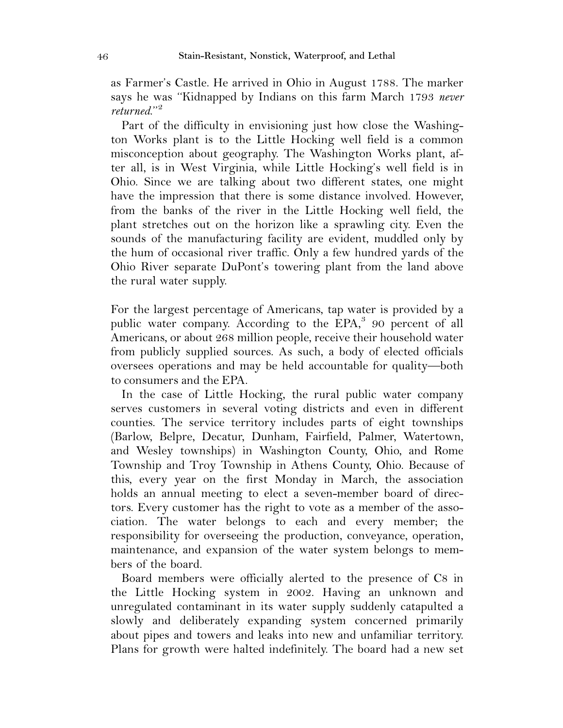as Farmer's Castle. He arrived in Ohio in August 1788. The marker says he was "Kidnapped by Indians on this farm March 1793 *never returned*."[2]

Part of the difficulty in envisioning just how close the Washington Works plant is to the Little Hocking well field is a common misconception about geography. The Washington Works plant, after all, is in West Virginia, while Little Hocking's well field is in Ohio. Since we are talking about two different states, one might have the impression that there is some distance involved. However, from the banks of the river in the Little Hocking well field, the plant stretches out on the horizon like a sprawling city. Even the sounds of the manufacturing facility are evident, muddled only by the hum of occasional river traffic. Only a few hundred yards of the Ohio River separate DuPont's towering plant from the land above the rural water supply.

For the largest percentage of Americans, tap water is provided by a public water company. According to the EPA,[3] 90 percent of all Americans, or about 268 million people, receive their household water from publicly supplied sources. As such, a body of elected officials oversees operations and may be held accountable for quality—both to consumers and the EPA.

In the case of Little Hocking, the rural public water company serves customers in several voting districts and even in different counties. The service territory includes parts of eight townships (Barlow, Belpre, Decatur, Dunham, Fairfield, Palmer, Watertown, and Wesley townships) in Washington County, Ohio, and Rome Township and Troy Township in Athens County, Ohio. Because of this, every year on the first Monday in March, the association holds an annual meeting to elect a seven-member board of directors. Every customer has the right to vote as a member of the association. The water belongs to each and every member; the responsibility for overseeing the production, conveyance, operation, maintenance, and expansion of the water system belongs to members of the board.

Board members were officially alerted to the presence of C8 in the Little Hocking system in 2002. Having an unknown and unregulated contaminant in its water supply suddenly catapulted a slowly and deliberately expanding system concerned primarily about pipes and towers and leaks into new and unfamiliar territory. Plans for growth were halted indefinitely. The board had a new set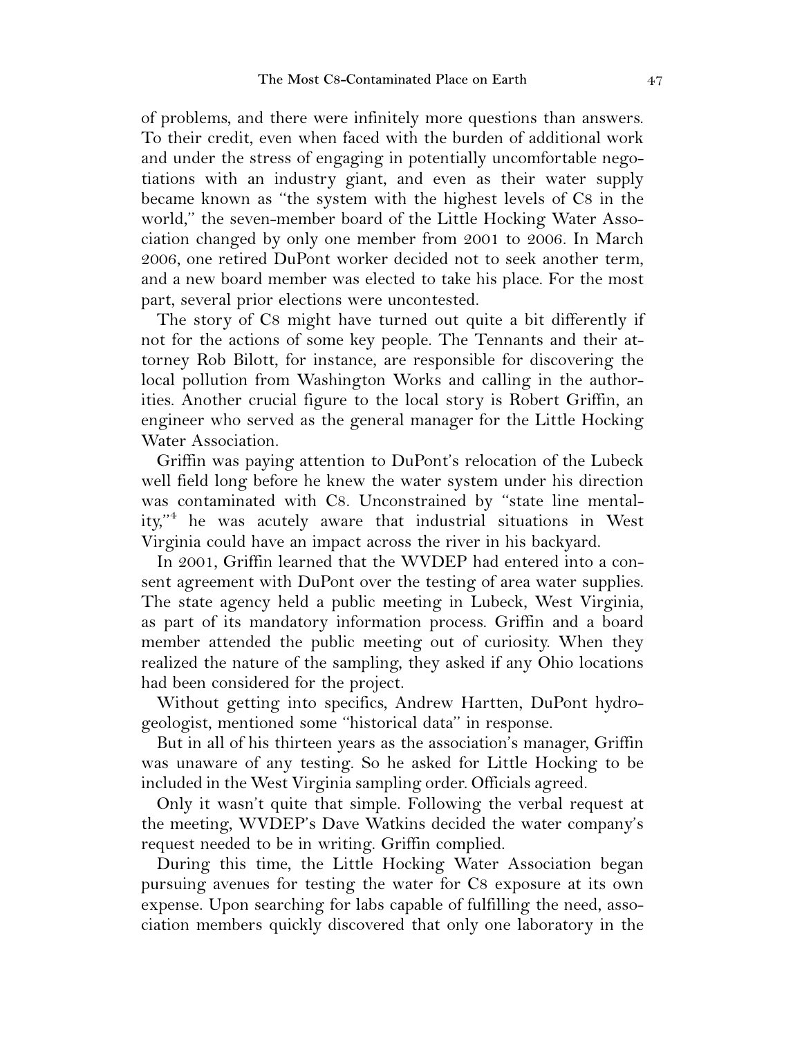of problems, and there were infinitely more questions than answers. To their credit, even when faced with the burden of additional work and under the stress of engaging in potentially uncomfortable negotiations with an industry giant, and even as their water supply became known as "the system with the highest levels of C8 in the world," the seven-member board of the Little Hocking Water Association changed by only one member from 2001 to 2006. In March 2006, one retired DuPont worker decided not to seek another term, and a new board member was elected to take his place. For the most part, several prior elections were uncontested.

The story of C8 might have turned out quite a bit differently if not for the actions of some key people. The Tennants and their attorney Rob Bilott, for instance, are responsible for discovering the local pollution from Washington Works and calling in the authorities. Another crucial figure to the local story is Robert Griffin, an engineer who served as the general manager for the Little Hocking Water Association.

Griffin was paying attention to DuPont's relocation of the Lubeck well field long before he knew the water system under his direction was contaminated with C8. Unconstrained by "state line mentality,"[4] he was acutely aware that industrial situations in West Virginia could have an impact across the river in his backyard.

In 2001, Griffin learned that the WVDEP had entered into a consent agreement with DuPont over the testing of area water supplies. The state agency held a public meeting in Lubeck, West Virginia, as part of its mandatory information process. Griffin and a board member attended the public meeting out of curiosity. When they realized the nature of the sampling, they asked if any Ohio locations had been considered for the project.

Without getting into specifics, Andrew Hartten, DuPont hydrogeologist, mentioned some "historical data" in response.

But in all of his thirteen years as the association's manager, Griffin was unaware of any testing. So he asked for Little Hocking to be included in the West Virginia sampling order. Officials agreed.

Only it wasn't quite that simple. Following the verbal request at the meeting, WVDEP's Dave Watkins decided the water company's request needed to be in writing. Griffin complied.

During this time, the Little Hocking Water Association began pursuing avenues for testing the water for C8 exposure at its own expense. Upon searching for labs capable of fulfilling the need, association members quickly discovered that only one laboratory in the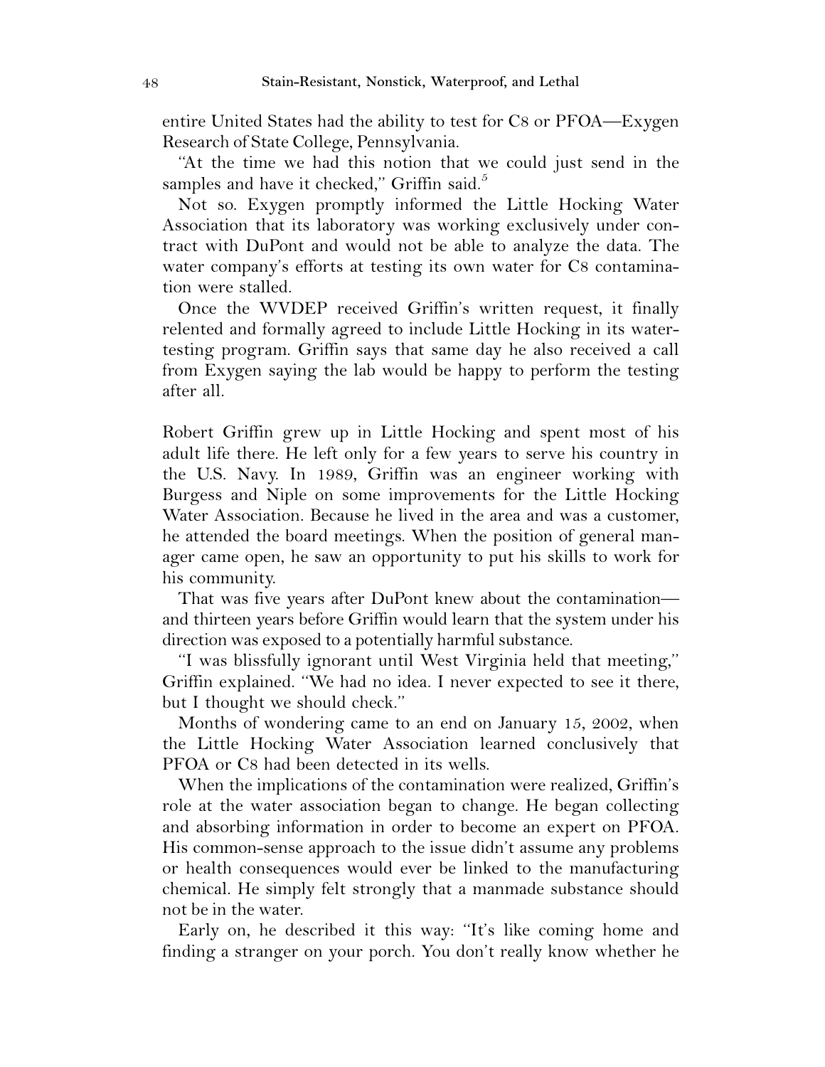entire United States had the ability to test for C8 or PFOA—Exygen Research of State College, Pennsylvania.

"At the time we had this notion that we could just send in the samples and have it checked," Griffin said.[5]

Not so. Exygen promptly informed the Little Hocking Water Association that its laboratory was working exclusively under contract with DuPont and would not be able to analyze the data. The water company's efforts at testing its own water for C8 contamination were stalled.

Once the WVDEP received Griffin's written request, it finally relented and formally agreed to include Little Hocking in its water-testing program. Griffin says that same day he also received a call from Exygen saying the lab would be happy to perform the testing after all.

Robert Griffin grew up in Little Hocking and spent most of his adult life there. He left only for a few years to serve his country in the U.S. Navy. In 1989, Griffin was an engineer working with Burgess and Niple on some improvements for the Little Hocking Water Association. Because he lived in the area and was a customer, he attended the board meetings. When the position of general manager came open, he saw an opportunity to put his skills to work for his community.

That was five years after DuPont knew about the contamination—and thirteen years before Griffin would learn that the system under his direction was exposed to a potentially harmful substance.

"I was blissfully ignorant until West Virginia held that meeting," Griffin explained. "We had no idea. I never expected to see it there, but I thought we should check."

Months of wondering came to an end on January 15, 2002, when the Little Hocking Water Association learned conclusively that PFOA or C8 had been detected in its wells.

When the implications of the contamination were realized, Griffin's role at the water association began to change. He began collecting and absorbing information in order to become an expert on PFOA. His common-sense approach to the issue didn't assume any problems or health consequences would ever be linked to the manufacturing chemical. He simply felt strongly that a manmade substance should not be in the water.

Early on, he described it this way: "It's like coming home and finding a stranger on your porch. You don't really know whether he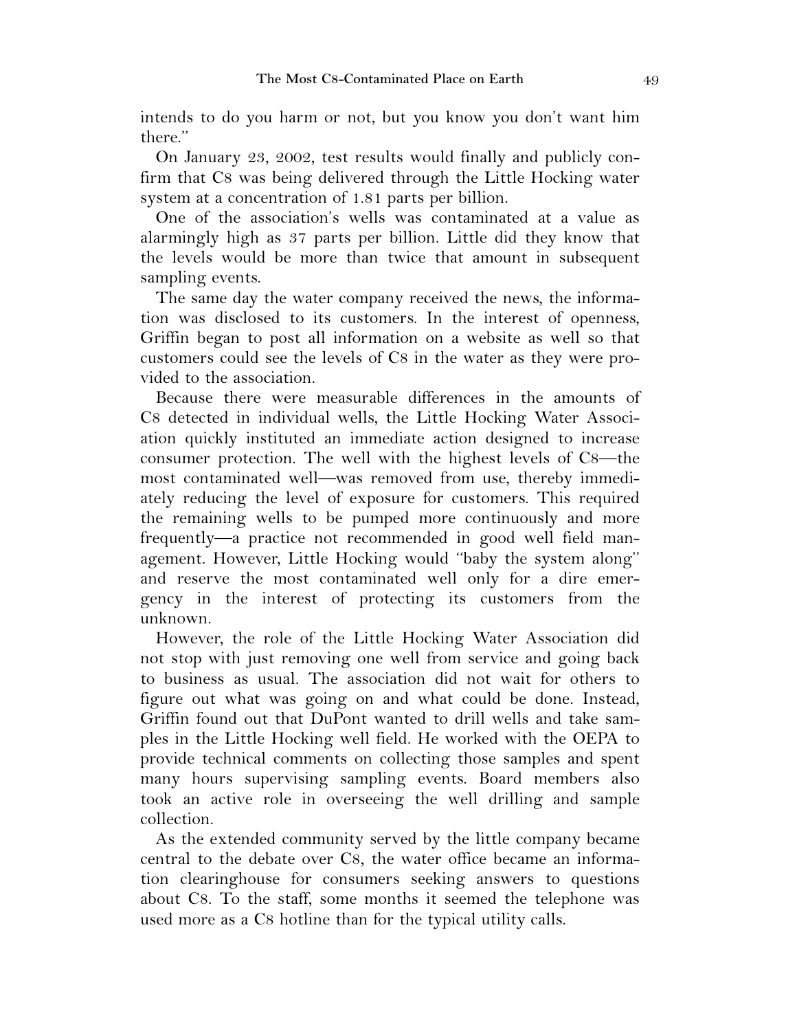intends to do you harm or not, but you know you don't want him there."

On January 23, 2002, test results would finally and publicly confirm that C8 was being delivered through the Little Hocking water system at a concentration of 1.81 parts per billion.

One of the association's wells was contaminated at a value as alarmingly high as 37 parts per billion. Little did they know that the levels would be more than twice that amount in subsequent sampling events.

The same day the water company received the news, the information was disclosed to its customers. In the interest of openness, Griffin began to post all information on a website as well so that customers could see the levels of C8 in the water as they were provided to the association.

Because there were measurable differences in the amounts of C8 detected in individual wells, the Little Hocking Water Association quickly instituted an immediate action designed to increase consumer protection. The well with the highest levels of C8—the most contaminated well—was removed from use, thereby immediately reducing the level of exposure for customers. This required the remaining wells to be pumped more continuously and more frequently—a practice not recommended in good well field management. However, Little Hocking would "baby the system along" and reserve the most contaminated well only for a dire emergency in the interest of protecting its customers from the unknown.

However, the role of the Little Hocking Water Association did not stop with just removing one well from service and going back to business as usual. The association did not wait for others to figure out what was going on and what could be done. Instead, Griffin found out that DuPont wanted to drill wells and take samples in the Little Hocking well field. He worked with the OEPA to provide technical comments on collecting those samples and spent many hours supervising sampling events. Board members also took an active role in overseeing the well drilling and sample collection.

As the extended community served by the little company became central to the debate over C8, the water office became an information clearinghouse for consumers seeking answers to questions about C8. To the staff, some months it seemed the telephone was used more as a C8 hotline than for the typical utility calls.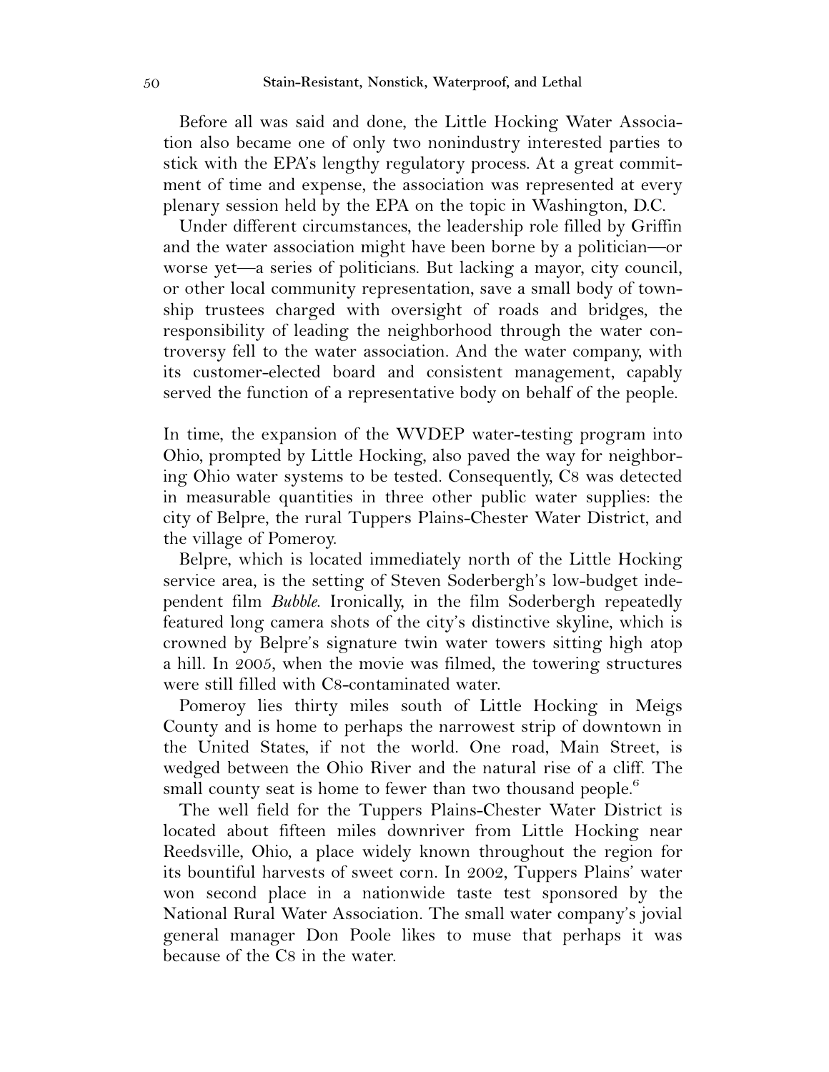Before all was said and done, the Little Hocking Water Association also became one of only two nonindustry interested parties to stick with the EPA's lengthy regulatory process. At a great commitment of time and expense, the association was represented at every plenary session held by the EPA on the topic in Washington, D.C.

Under different circumstances, the leadership role filled by Griffin and the water association might have been borne by a politician—or worse yet—a series of politicians. But lacking a mayor, city council, or other local community representation, save a small body of township trustees charged with oversight of roads and bridges, the responsibility of leading the neighborhood through the water controversy fell to the water association. And the water company, with its customer-elected board and consistent management, capably served the function of a representative body on behalf of the people.

In time, the expansion of the WVDEP water-testing program into Ohio, prompted by Little Hocking, also paved the way for neighboring Ohio water systems to be tested. Consequently, C8 was detected in measurable quantities in three other public water supplies: the city of Belpre, the rural Tuppers Plains-Chester Water District, and the village of Pomeroy.

Belpre, which is located immediately north of the Little Hocking service area, is the setting of Steven Soderbergh's low-budget independent film *Bubble*. Ironically, in the film Soderbergh repeatedly featured long camera shots of the city's distinctive skyline, which is crowned by Belpre's signature twin water towers sitting high atop a hill. In 2005, when the movie was filmed, the towering structures were still filled with C8-contaminated water.

Pomeroy lies thirty miles south of Little Hocking in Meigs County and is home to perhaps the narrowest strip of downtown in the United States, if not the world. One road, Main Street, is wedged between the Ohio River and the natural rise of a cliff. The small county seat is home to fewer than two thousand people.[6]

The well field for the Tuppers Plains-Chester Water District is located about fifteen miles downriver from Little Hocking near Reedsville, Ohio, a place widely known throughout the region for its bountiful harvests of sweet corn. In 2002, Tuppers Plains' water won second place in a nationwide taste test sponsored by the National Rural Water Association. The small water company's jovial general manager Don Poole likes to muse that perhaps it was because of the C8 in the water.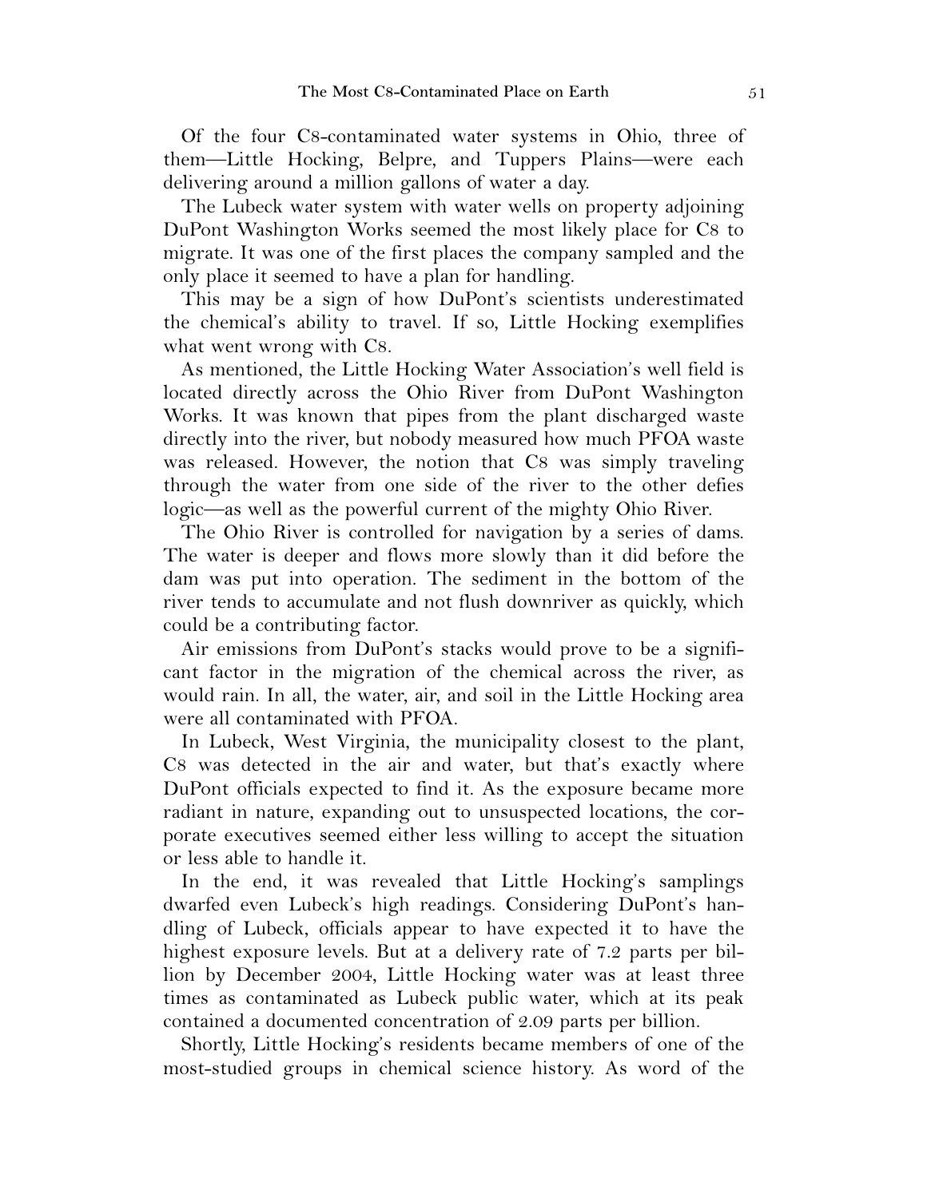Of the four C8-contaminated water systems in Ohio, three of them—Little Hocking, Belpre, and Tuppers Plains—were each delivering around a million gallons of water a day.

The Lubeck water system with water wells on property adjoining DuPont Washington Works seemed the most likely place for C8 to migrate. It was one of the first places the company sampled and the only place it seemed to have a plan for handling.

This may be a sign of how DuPont's scientists underestimated the chemical's ability to travel. If so, Little Hocking exemplifies what went wrong with C8.

As mentioned, the Little Hocking Water Association's well field is located directly across the Ohio River from DuPont Washington Works. It was known that pipes from the plant discharged waste directly into the river, but nobody measured how much PFOA waste was released. However, the notion that C8 was simply traveling through the water from one side of the river to the other defies logic—as well as the powerful current of the mighty Ohio River.

The Ohio River is controlled for navigation by a series of dams. The water is deeper and flows more slowly than it did before the dam was put into operation. The sediment in the bottom of the river tends to accumulate and not flush downriver as quickly, which could be a contributing factor.

Air emissions from DuPont's stacks would prove to be a significant factor in the migration of the chemical across the river, as would rain. In all, the water, air, and soil in the Little Hocking area were all contaminated with PFOA.

In Lubeck, West Virginia, the municipality closest to the plant, C8 was detected in the air and water, but that's exactly where DuPont officials expected to find it. As the exposure became more radiant in nature, expanding out to unsuspected locations, the corporate executives seemed either less willing to accept the situation or less able to handle it.

In the end, it was revealed that Little Hocking's samplings dwarfed even Lubeck's high readings. Considering DuPont's handling of Lubeck, officials appear to have expected it to have the highest exposure levels. But at a delivery rate of 7.2 parts per billion by December 2004, Little Hocking water was at least three times as contaminated as Lubeck public water, which at its peak contained a documented concentration of 2.09 parts per billion.

Shortly, Little Hocking's residents became members of one of the most-studied groups in chemical science history. As word of the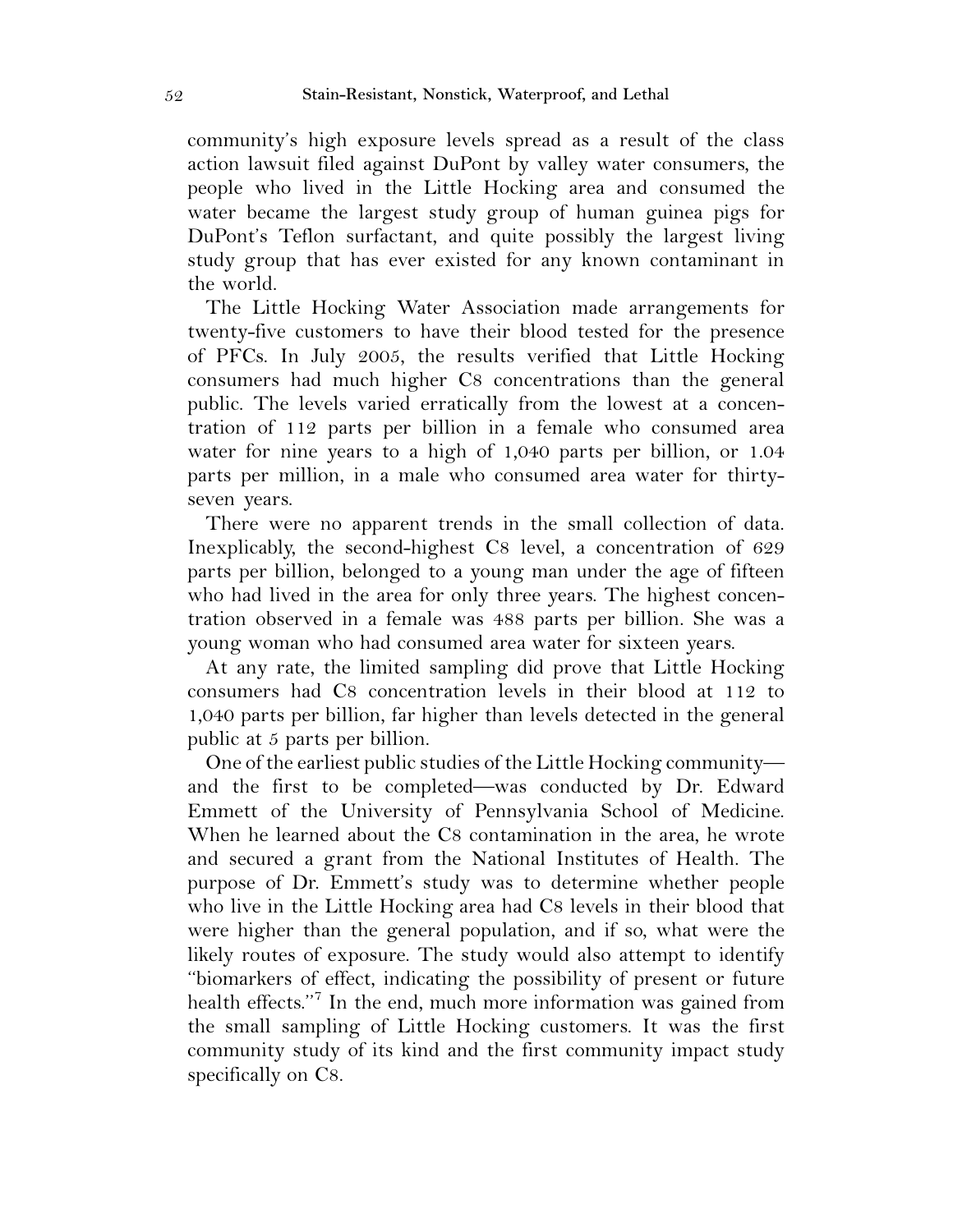community's high exposure levels spread as a result of the class action lawsuit filed against DuPont by valley water consumers, the people who lived in the Little Hocking area and consumed the water became the largest study group of human guinea pigs for DuPont's Teflon surfactant, and quite possibly the largest living study group that has ever existed for any known contaminant in the world.

The Little Hocking Water Association made arrangements for twenty-five customers to have their blood tested for the presence of PFCs. In July 2005, the results verified that Little Hocking consumers had much higher C8 concentrations than the general public. The levels varied erratically from the lowest at a concentration of 112 parts per billion in a female who consumed area water for nine years to a high of 1,040 parts per billion, or 1.04 parts per million, in a male who consumed area water for thirty-seven years.

There were no apparent trends in the small collection of data. Inexplicably, the second-highest C8 level, a concentration of 629 parts per billion, belonged to a young man under the age of fifteen who had lived in the area for only three years. The highest concentration observed in a female was 488 parts per billion. She was a young woman who had consumed area water for sixteen years.

At any rate, the limited sampling did prove that Little Hocking consumers had C8 concentration levels in their blood at 112 to 1,040 parts per billion, far higher than levels detected in the general public at 5 parts per billion.

One of the earliest public studies of the Little Hocking community—and the first to be completed—was conducted by Dr. Edward Emmett of the University of Pennsylvania School of Medicine. When he learned about the C8 contamination in the area, he wrote and secured a grant from the National Institutes of Health. The purpose of Dr. Emmett's study was to determine whether people who live in the Little Hocking area had C8 levels in their blood that were higher than the general population, and if so, what were the likely routes of exposure. The study would also attempt to identify "biomarkers of effect, indicating the possibility of present or future health effects."[7] In the end, much more information was gained from the small sampling of Little Hocking customers. It was the first community study of its kind and the first community impact study specifically on C8.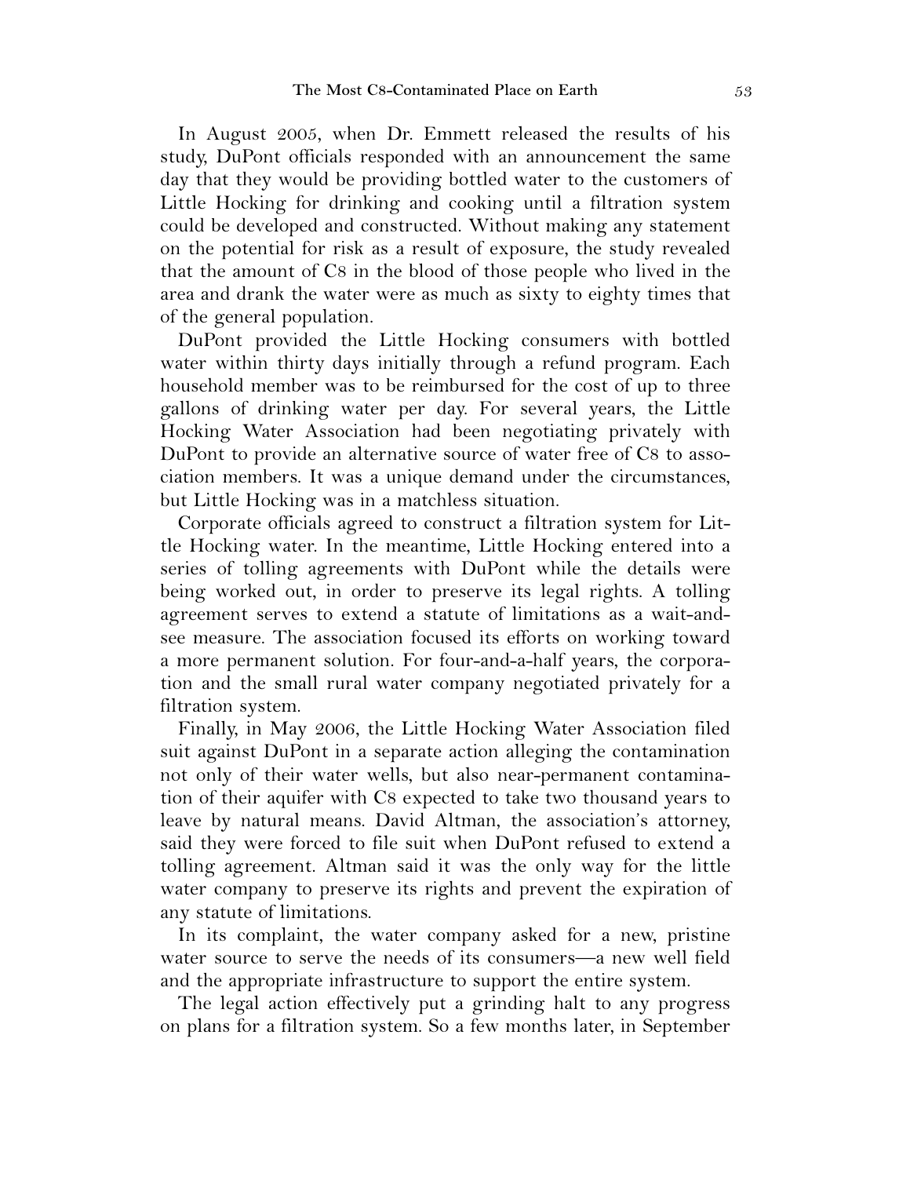In August 2005, when Dr. Emmett released the results of his study, DuPont officials responded with an announcement the same day that they would be providing bottled water to the customers of Little Hocking for drinking and cooking until a filtration system could be developed and constructed. Without making any statement on the potential for risk as a result of exposure, the study revealed that the amount of C8 in the blood of those people who lived in the area and drank the water were as much as sixty to eighty times that of the general population.

DuPont provided the Little Hocking consumers with bottled water within thirty days initially through a refund program. Each household member was to be reimbursed for the cost of up to three gallons of drinking water per day. For several years, the Little Hocking Water Association had been negotiating privately with DuPont to provide an alternative source of water free of C8 to association members. It was a unique demand under the circumstances, but Little Hocking was in a matchless situation.

Corporate officials agreed to construct a filtration system for Little Hocking water. In the meantime, Little Hocking entered into a series of tolling agreements with DuPont while the details were being worked out, in order to preserve its legal rights. A tolling agreement serves to extend a statute of limitations as a wait-and-see measure. The association focused its efforts on working toward a more permanent solution. For four-and-a-half years, the corporation and the small rural water company negotiated privately for a filtration system.

Finally, in May 2006, the Little Hocking Water Association filed suit against DuPont in a separate action alleging the contamination not only of their water wells, but also near-permanent contamination of their aquifer with C8 expected to take two thousand years to leave by natural means. David Altman, the association's attorney, said they were forced to file suit when DuPont refused to extend a tolling agreement. Altman said it was the only way for the little water company to preserve its rights and prevent the expiration of any statute of limitations.

In its complaint, the water company asked for a new, pristine water source to serve the needs of its consumers—a new well field and the appropriate infrastructure to support the entire system.

The legal action effectively put a grinding halt to any progress on plans for a filtration system. So a few months later, in September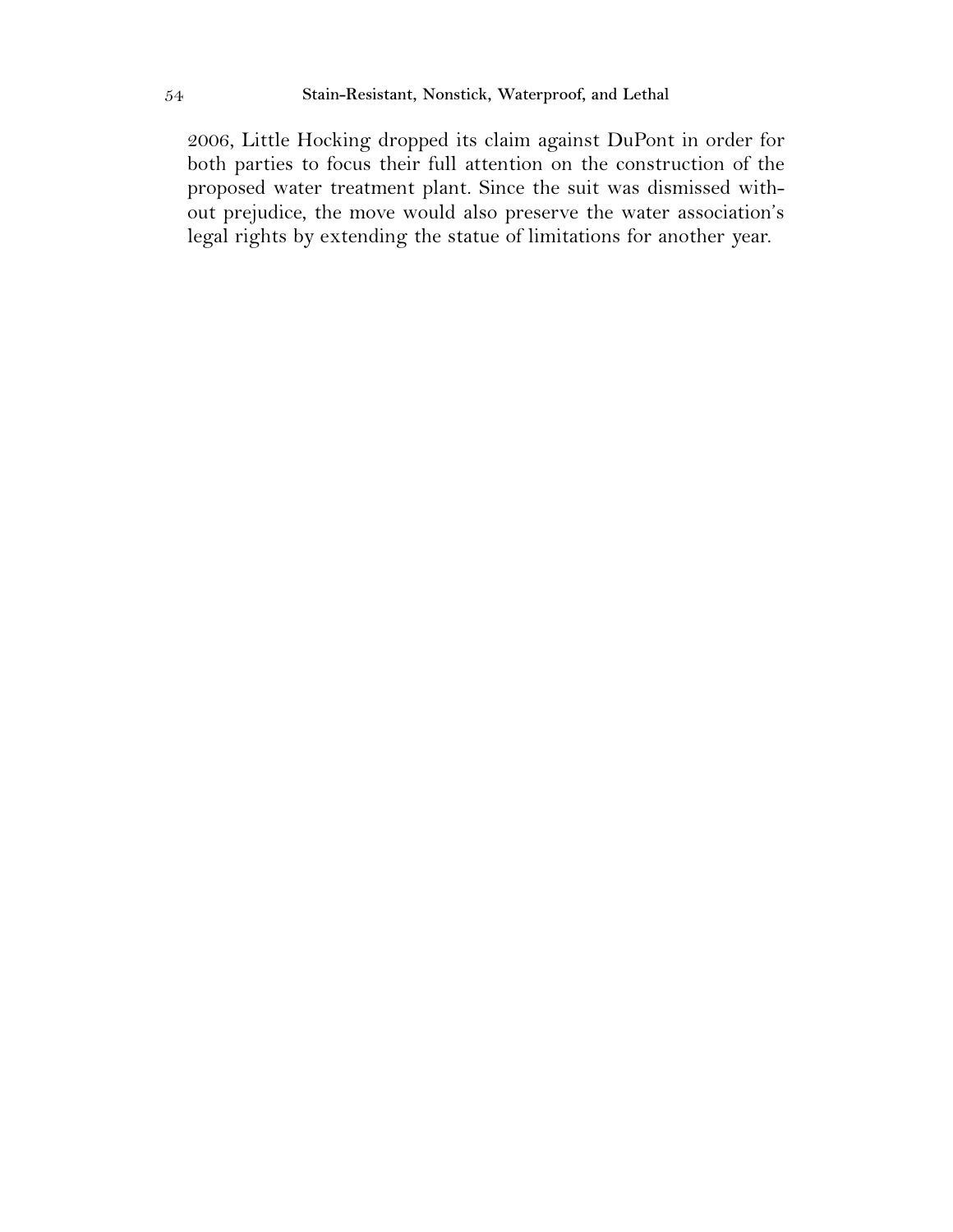2006, Little Hocking dropped its claim against DuPont in order for both parties to focus their full attention on the construction of the proposed water treatment plant. Since the suit was dismissed without prejudice, the move would also preserve the water association's legal rights by extending the statue of limitations for another year.